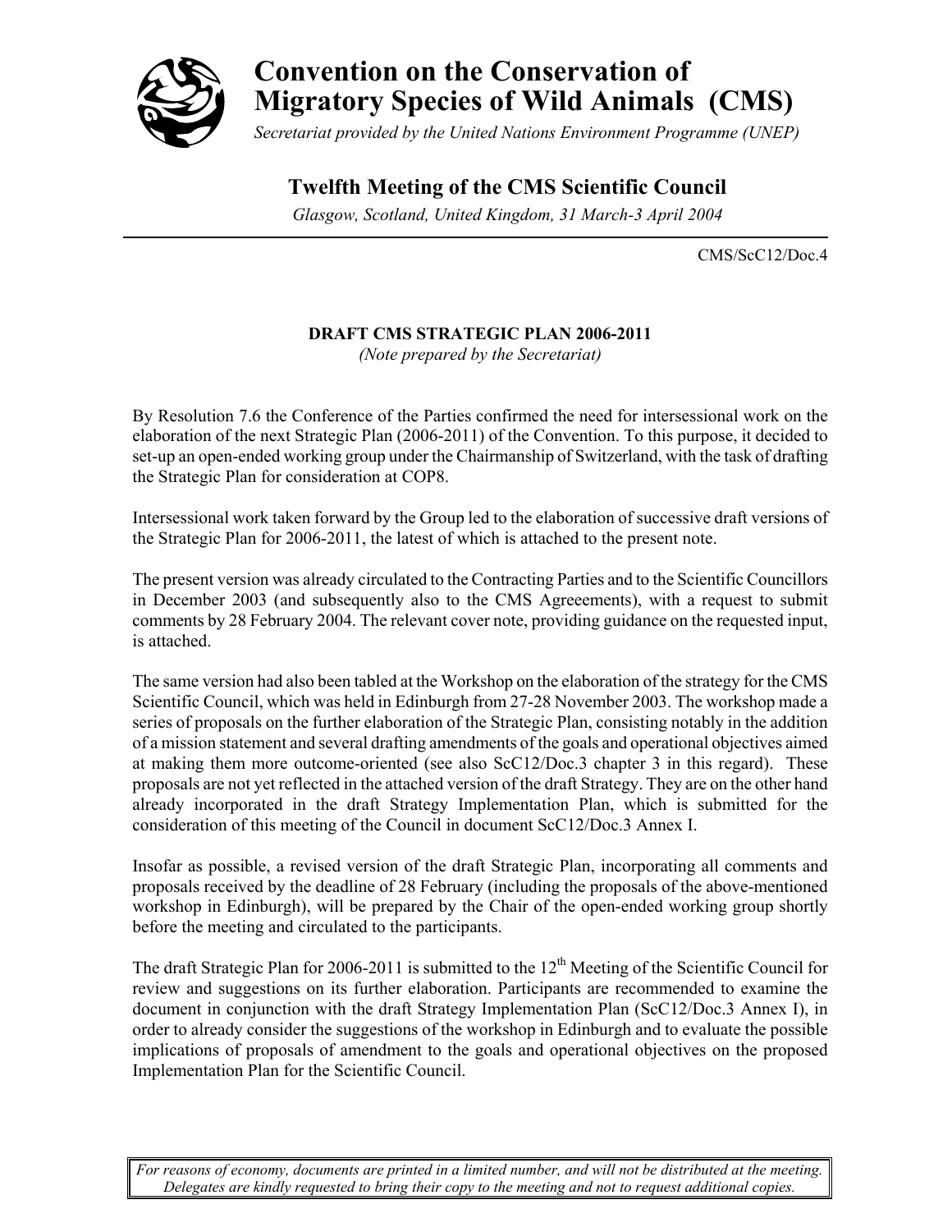# Convention on the Conservation of Migratory Species of Wild Animals (CMS)

*Secretariat provided by the United Nations Environment Programme (UNEP)*

## Twelfth Meeting of the CMS Scientific Council

*Glasgow, Scotland, United Kingdom, 31 March-3 April 2004*

CMS/ScC12/Doc.4

**DRAFT CMS STRATEGIC PLAN 2006-2011**

*(Note prepared by the Secretariat)*

By Resolution 7.6 the Conference of the Parties confirmed the need for intersessional work on the elaboration of the next Strategic Plan (2006-2011) of the Convention. To this purpose, it decided to set-up an open-ended working group under the Chairmanship of Switzerland, with the task of drafting the Strategic Plan for consideration at COP8.

Intersessional work taken forward by the Group led to the elaboration of successive draft versions of the Strategic Plan for 2006-2011, the latest of which is attached to the present note.

The present version was already circulated to the Contracting Parties and to the Scientific Councillors in December 2003 (and subsequently also to the CMS Agreeements), with a request to submit comments by 28 February 2004. The relevant cover note, providing guidance on the requested input, is attached.

The same version had also been tabled at the Workshop on the elaboration of the strategy for the CMS Scientific Council, which was held in Edinburgh from 27-28 November 2003. The workshop made a series of proposals on the further elaboration of the Strategic Plan, consisting notably in the addition of a mission statement and several drafting amendments of the goals and operational objectives aimed at making them more outcome-oriented (see also ScC12/Doc.3 chapter 3 in this regard). These proposals are not yet reflected in the attached version of the draft Strategy. They are on the other hand already incorporated in the draft Strategy Implementation Plan, which is submitted for the consideration of this meeting of the Council in document ScC12/Doc.3 Annex I.

Insofar as possible, a revised version of the draft Strategic Plan, incorporating all comments and proposals received by the deadline of 28 February (including the proposals of the above-mentioned workshop in Edinburgh), will be prepared by the Chair of the open-ended working group shortly before the meeting and circulated to the participants.

The draft Strategic Plan for 2006-2011 is submitted to the 12th Meeting of the Scientific Council for review and suggestions on its further elaboration. Participants are recommended to examine the document in conjunction with the draft Strategy Implementation Plan (ScC12/Doc.3 Annex I), in order to already consider the suggestions of the workshop in Edinburgh and to evaluate the possible implications of proposals of amendment to the goals and operational objectives on the proposed Implementation Plan for the Scientific Council.

*For reasons of economy, documents are printed in a limited number, and will not be distributed at the meeting. Delegates are kindly requested to bring their copy to the meeting and not to request additional copies.*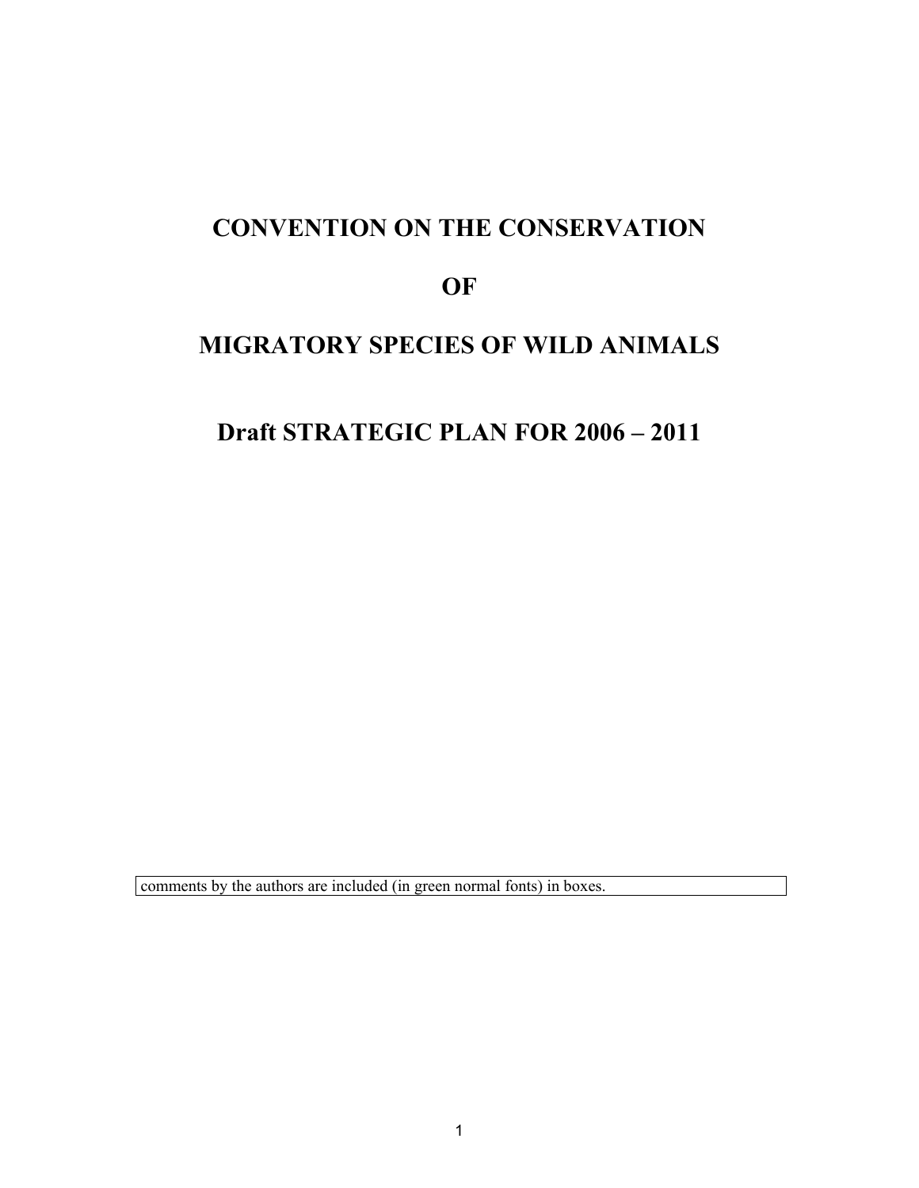# CONVENTION ON THE CONSERVATION

# OF

# MIGRATORY SPECIES OF WILD ANIMALS

## Draft STRATEGIC PLAN FOR 2006 – 2011

comments by the authors are included (in green normal fonts) in boxes.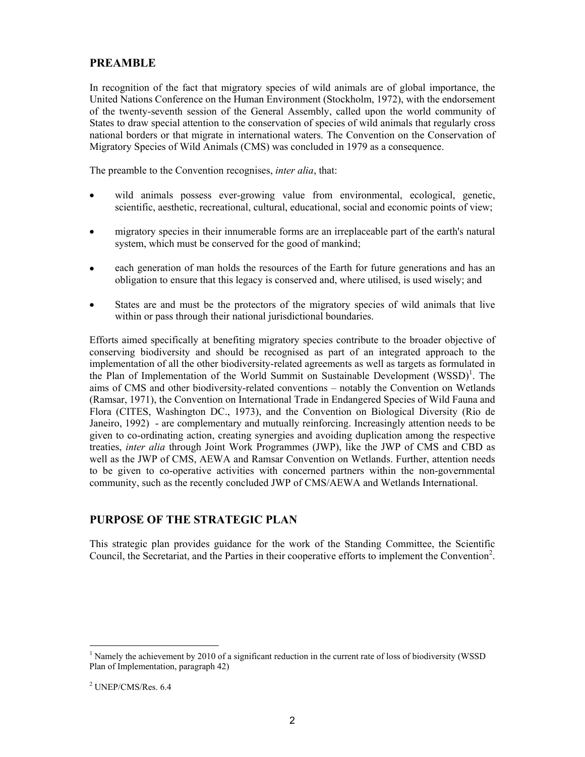## PREAMBLE

In recognition of the fact that migratory species of wild animals are of global importance, the United Nations Conference on the Human Environment (Stockholm, 1972), with the endorsement of the twenty-seventh session of the General Assembly, called upon the world community of States to draw special attention to the conservation of species of wild animals that regularly cross national borders or that migrate in international waters. The Convention on the Conservation of Migratory Species of Wild Animals (CMS) was concluded in 1979 as a consequence.

The preamble to the Convention recognises, *inter alia*, that:

- wild animals possess ever-growing value from environmental, ecological, genetic, scientific, aesthetic, recreational, cultural, educational, social and economic points of view;
- migratory species in their innumerable forms are an irreplaceable part of the earth's natural system, which must be conserved for the good of mankind;
- each generation of man holds the resources of the Earth for future generations and has an obligation to ensure that this legacy is conserved and, where utilised, is used wisely; and
- States are and must be the protectors of the migratory species of wild animals that live within or pass through their national jurisdictional boundaries.

Efforts aimed specifically at benefiting migratory species contribute to the broader objective of conserving biodiversity and should be recognised as part of an integrated approach to the implementation of all the other biodiversity-related agreements as well as targets as formulated in the Plan of Implementation of the World Summit on Sustainable Development (WSSD)[1]. The aims of CMS and other biodiversity-related conventions – notably the Convention on Wetlands (Ramsar, 1971), the Convention on International Trade in Endangered Species of Wild Fauna and Flora (CITES, Washington DC., 1973), and the Convention on Biological Diversity (Rio de Janeiro, 1992) - are complementary and mutually reinforcing. Increasingly attention needs to be given to co-ordinating action, creating synergies and avoiding duplication among the respective treaties, *inter alia* through Joint Work Programmes (JWP), like the JWP of CMS and CBD as well as the JWP of CMS, AEWA and Ramsar Convention on Wetlands. Further, attention needs to be given to co-operative activities with concerned partners within the non-governmental community, such as the recently concluded JWP of CMS/AEWA and Wetlands International.

## PURPOSE OF THE STRATEGIC PLAN

This strategic plan provides guidance for the work of the Standing Committee, the Scientific Council, the Secretariat, and the Parties in their cooperative efforts to implement the Convention[2].

---

[1] Namely the achievement by 2010 of a significant reduction in the current rate of loss of biodiversity (WSSD Plan of Implementation, paragraph 42)

[2] UNEP/CMS/Res. 6.4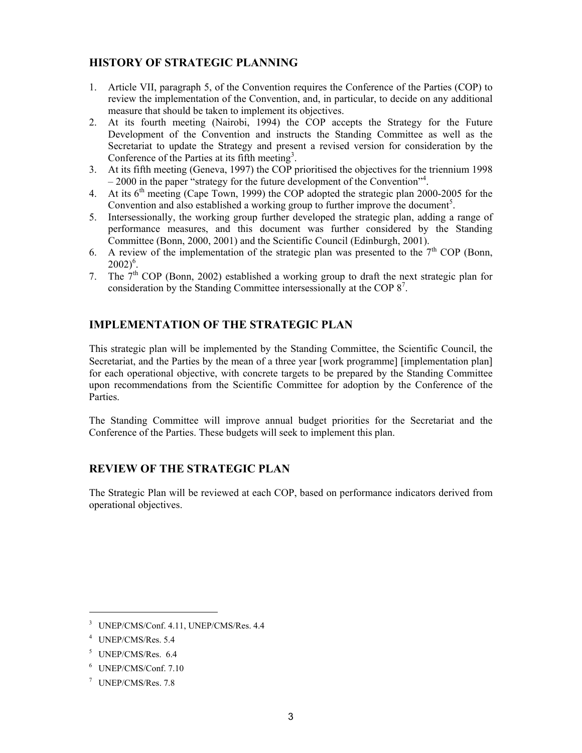## HISTORY OF STRATEGIC PLANNING

1. Article VII, paragraph 5, of the Convention requires the Conference of the Parties (COP) to review the implementation of the Convention, and, in particular, to decide on any additional measure that should be taken to implement its objectives.
2. At its fourth meeting (Nairobi, 1994) the COP accepts the Strategy for the Future Development of the Convention and instructs the Standing Committee as well as the Secretariat to update the Strategy and present a revised version for consideration by the Conference of the Parties at its fifth meeting[3].
3. At its fifth meeting (Geneva, 1997) the COP prioritised the objectives for the triennium 1998 – 2000 in the paper "strategy for the future development of the Convention"[4].
4. At its 6th meeting (Cape Town, 1999) the COP adopted the strategic plan 2000-2005 for the Convention and also established a working group to further improve the document[5].
5. Intersessionally, the working group further developed the strategic plan, adding a range of performance measures, and this document was further considered by the Standing Committee (Bonn, 2000, 2001) and the Scientific Council (Edinburgh, 2001).
6. A review of the implementation of the strategic plan was presented to the 7th COP (Bonn, 2002)[6].
7. The 7th COP (Bonn, 2002) established a working group to draft the next strategic plan for consideration by the Standing Committee intersessionally at the COP 8[7].

## IMPLEMENTATION OF THE STRATEGIC PLAN

This strategic plan will be implemented by the Standing Committee, the Scientific Council, the Secretariat, and the Parties by the mean of a three year [work programme] [implementation plan] for each operational objective, with concrete targets to be prepared by the Standing Committee upon recommendations from the Scientific Committee for adoption by the Conference of the Parties.

The Standing Committee will improve annual budget priorities for the Secretariat and the Conference of the Parties. These budgets will seek to implement this plan.

## REVIEW OF THE STRATEGIC PLAN

The Strategic Plan will be reviewed at each COP, based on performance indicators derived from operational objectives.

---

[3] UNEP/CMS/Conf. 4.11, UNEP/CMS/Res. 4.4

[4] UNEP/CMS/Res. 5.4

[5] UNEP/CMS/Res. 6.4

[6] UNEP/CMS/Conf. 7.10

[7] UNEP/CMS/Res. 7.8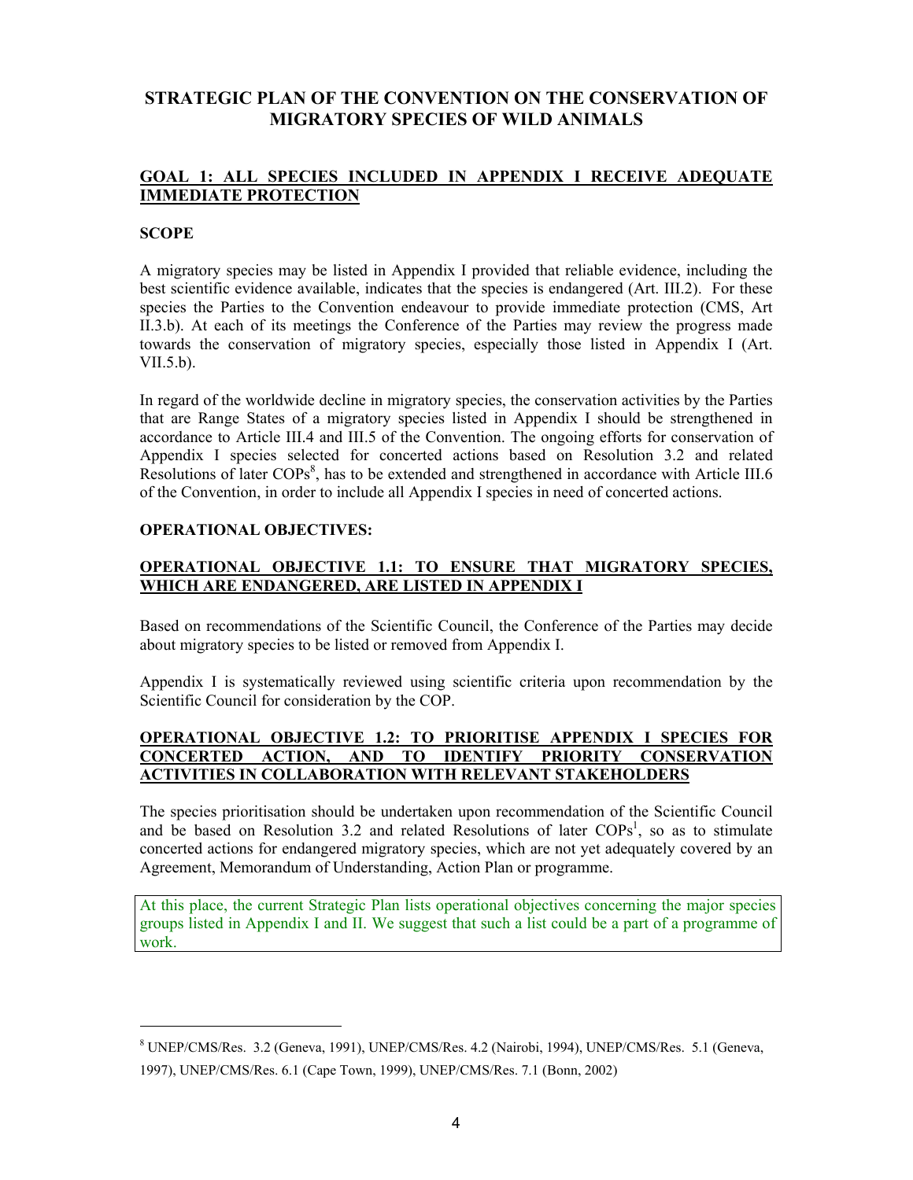# STRATEGIC PLAN OF THE CONVENTION ON THE CONSERVATION OF MIGRATORY SPECIES OF WILD ANIMALS

## GOAL 1: ALL SPECIES INCLUDED IN APPENDIX I RECEIVE ADEQUATE IMMEDIATE PROTECTION

### SCOPE

A migratory species may be listed in Appendix I provided that reliable evidence, including the best scientific evidence available, indicates that the species is endangered (Art. III.2). For these species the Parties to the Convention endeavour to provide immediate protection (CMS, Art II.3.b). At each of its meetings the Conference of the Parties may review the progress made towards the conservation of migratory species, especially those listed in Appendix I (Art. VII.5.b).

In regard of the worldwide decline in migratory species, the conservation activities by the Parties that are Range States of a migratory species listed in Appendix I should be strengthened in accordance to Article III.4 and III.5 of the Convention. The ongoing efforts for conservation of Appendix I species selected for concerted actions based on Resolution 3.2 and related Resolutions of later COPs[8], has to be extended and strengthened in accordance with Article III.6 of the Convention, in order to include all Appendix I species in need of concerted actions.

### OPERATIONAL OBJECTIVES:

#### OPERATIONAL OBJECTIVE 1.1: TO ENSURE THAT MIGRATORY SPECIES, WHICH ARE ENDANGERED, ARE LISTED IN APPENDIX I

Based on recommendations of the Scientific Council, the Conference of the Parties may decide about migratory species to be listed or removed from Appendix I.

Appendix I is systematically reviewed using scientific criteria upon recommendation by the Scientific Council for consideration by the COP.

#### OPERATIONAL OBJECTIVE 1.2: TO PRIORITISE APPENDIX I SPECIES FOR CONCERTED ACTION, AND TO IDENTIFY PRIORITY CONSERVATION ACTIVITIES IN COLLABORATION WITH RELEVANT STAKEHOLDERS

The species prioritisation should be undertaken upon recommendation of the Scientific Council and be based on Resolution 3.2 and related Resolutions of later COPs[1], so as to stimulate concerted actions for endangered migratory species, which are not yet adequately covered by an Agreement, Memorandum of Understanding, Action Plan or programme.

At this place, the current Strategic Plan lists operational objectives concerning the major species groups listed in Appendix I and II. We suggest that such a list could be a part of a programme of work.

---

[8] UNEP/CMS/Res. 3.2 (Geneva, 1991), UNEP/CMS/Res. 4.2 (Nairobi, 1994), UNEP/CMS/Res. 5.1 (Geneva, 1997), UNEP/CMS/Res. 6.1 (Cape Town, 1999), UNEP/CMS/Res. 7.1 (Bonn, 2002)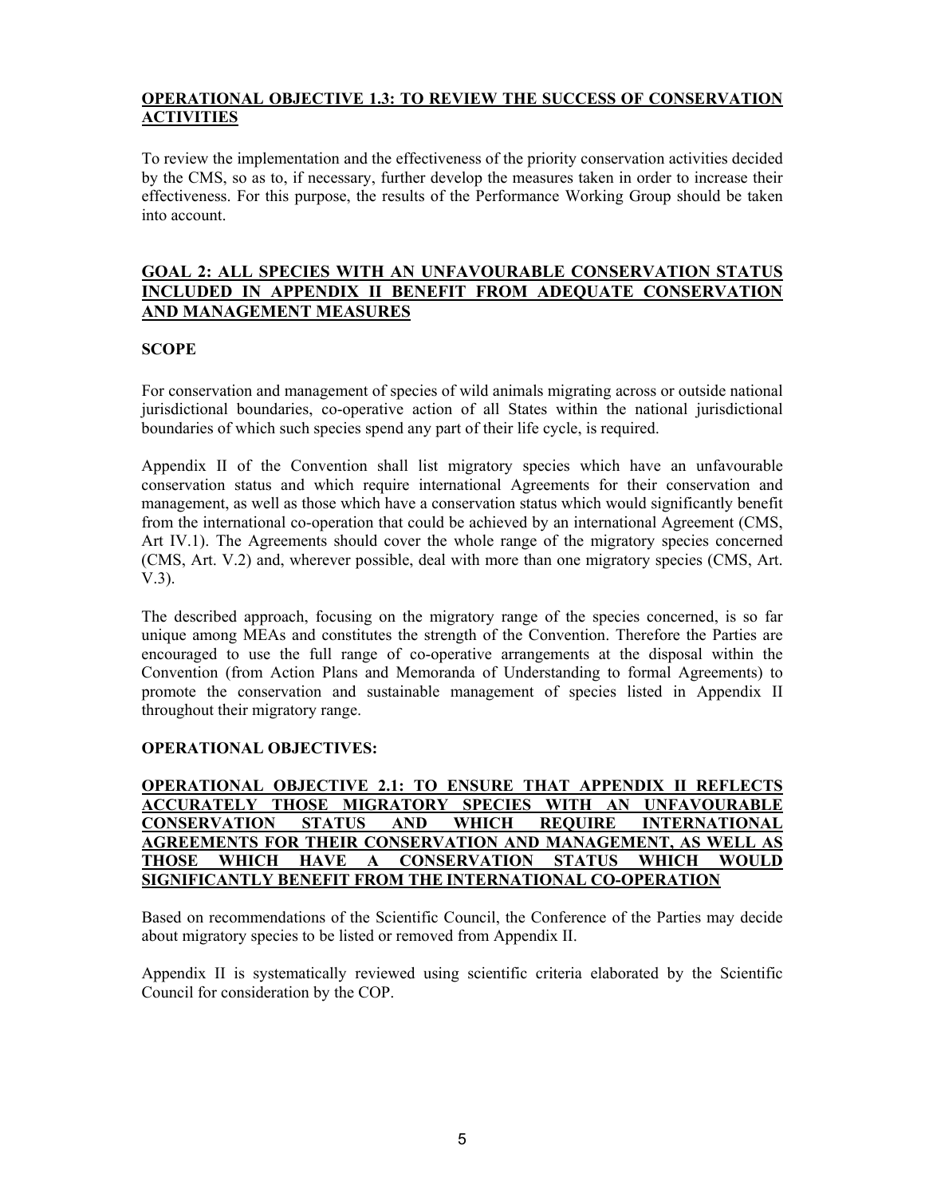**OPERATIONAL OBJECTIVE 1.3: TO REVIEW THE SUCCESS OF CONSERVATION ACTIVITIES**

To review the implementation and the effectiveness of the priority conservation activities decided by the CMS, so as to, if necessary, further develop the measures taken in order to increase their effectiveness. For this purpose, the results of the Performance Working Group should be taken into account.

## GOAL 2: ALL SPECIES WITH AN UNFAVOURABLE CONSERVATION STATUS INCLUDED IN APPENDIX II BENEFIT FROM ADEQUATE CONSERVATION AND MANAGEMENT MEASURES

**SCOPE**

For conservation and management of species of wild animals migrating across or outside national jurisdictional boundaries, co-operative action of all States within the national jurisdictional boundaries of which such species spend any part of their life cycle, is required.

Appendix II of the Convention shall list migratory species which have an unfavourable conservation status and which require international Agreements for their conservation and management, as well as those which have a conservation status which would significantly benefit from the international co-operation that could be achieved by an international Agreement (CMS, Art IV.1). The Agreements should cover the whole range of the migratory species concerned (CMS, Art. V.2) and, wherever possible, deal with more than one migratory species (CMS, Art. V.3).

The described approach, focusing on the migratory range of the species concerned, is so far unique among MEAs and constitutes the strength of the Convention. Therefore the Parties are encouraged to use the full range of co-operative arrangements at the disposal within the Convention (from Action Plans and Memoranda of Understanding to formal Agreements) to promote the conservation and sustainable management of species listed in Appendix II throughout their migratory range.

**OPERATIONAL OBJECTIVES:**

**OPERATIONAL OBJECTIVE 2.1: TO ENSURE THAT APPENDIX II REFLECTS ACCURATELY THOSE MIGRATORY SPECIES WITH AN UNFAVOURABLE CONSERVATION STATUS AND WHICH REQUIRE INTERNATIONAL AGREEMENTS FOR THEIR CONSERVATION AND MANAGEMENT, AS WELL AS THOSE WHICH HAVE A CONSERVATION STATUS WHICH WOULD SIGNIFICANTLY BENEFIT FROM THE INTERNATIONAL CO-OPERATION**

Based on recommendations of the Scientific Council, the Conference of the Parties may decide about migratory species to be listed or removed from Appendix II.

Appendix II is systematically reviewed using scientific criteria elaborated by the Scientific Council for consideration by the COP.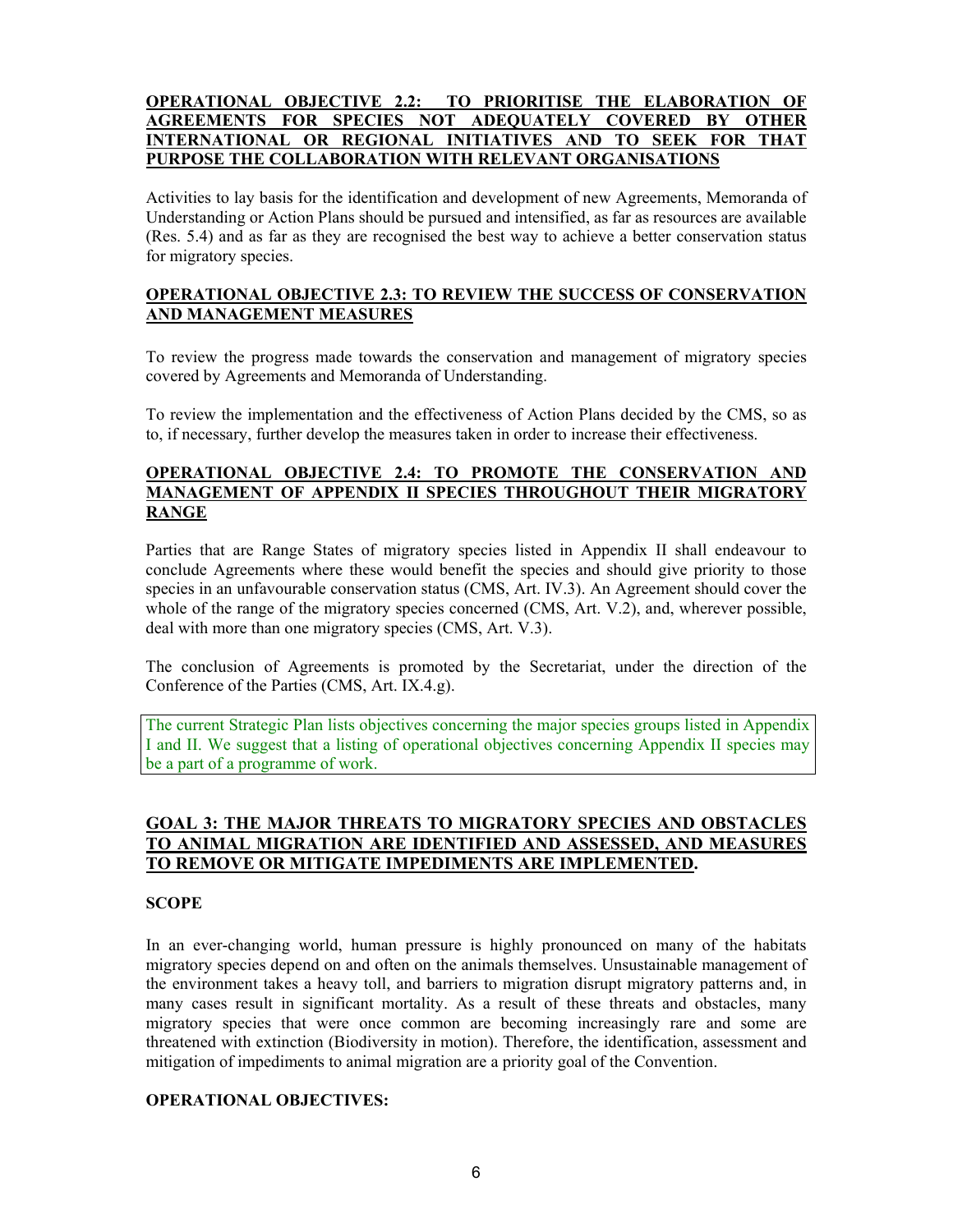### **OPERATIONAL OBJECTIVE 2.2: TO PRIORITISE THE ELABORATION OF AGREEMENTS FOR SPECIES NOT ADEQUATELY COVERED BY OTHER INTERNATIONAL OR REGIONAL INITIATIVES AND TO SEEK FOR THAT PURPOSE THE COLLABORATION WITH RELEVANT ORGANISATIONS**

Activities to lay basis for the identification and development of new Agreements, Memoranda of Understanding or Action Plans should be pursued and intensified, as far as resources are available (Res. 5.4) and as far as they are recognised the best way to achieve a better conservation status for migratory species.

### **OPERATIONAL OBJECTIVE 2.3: TO REVIEW THE SUCCESS OF CONSERVATION AND MANAGEMENT MEASURES**

To review the progress made towards the conservation and management of migratory species covered by Agreements and Memoranda of Understanding.

To review the implementation and the effectiveness of Action Plans decided by the CMS, so as to, if necessary, further develop the measures taken in order to increase their effectiveness.

### **OPERATIONAL OBJECTIVE 2.4: TO PROMOTE THE CONSERVATION AND MANAGEMENT OF APPENDIX II SPECIES THROUGHOUT THEIR MIGRATORY RANGE**

Parties that are Range States of migratory species listed in Appendix II shall endeavour to conclude Agreements where these would benefit the species and should give priority to those species in an unfavourable conservation status (CMS, Art. IV.3). An Agreement should cover the whole of the range of the migratory species concerned (CMS, Art. V.2), and, wherever possible, deal with more than one migratory species (CMS, Art. V.3).

The conclusion of Agreements is promoted by the Secretariat, under the direction of the Conference of the Parties (CMS, Art. IX.4.g).

The current Strategic Plan lists objectives concerning the major species groups listed in Appendix I and II. We suggest that a listing of operational objectives concerning Appendix II species may be a part of a programme of work.

## **GOAL 3: THE MAJOR THREATS TO MIGRATORY SPECIES AND OBSTACLES TO ANIMAL MIGRATION ARE IDENTIFIED AND ASSESSED, AND MEASURES TO REMOVE OR MITIGATE IMPEDIMENTS ARE IMPLEMENTED.**

**SCOPE**

In an ever-changing world, human pressure is highly pronounced on many of the habitats migratory species depend on and often on the animals themselves. Unsustainable management of the environment takes a heavy toll, and barriers to migration disrupt migratory patterns and, in many cases result in significant mortality. As a result of these threats and obstacles, many migratory species that were once common are becoming increasingly rare and some are threatened with extinction (Biodiversity in motion). Therefore, the identification, assessment and mitigation of impediments to animal migration are a priority goal of the Convention.

**OPERATIONAL OBJECTIVES:**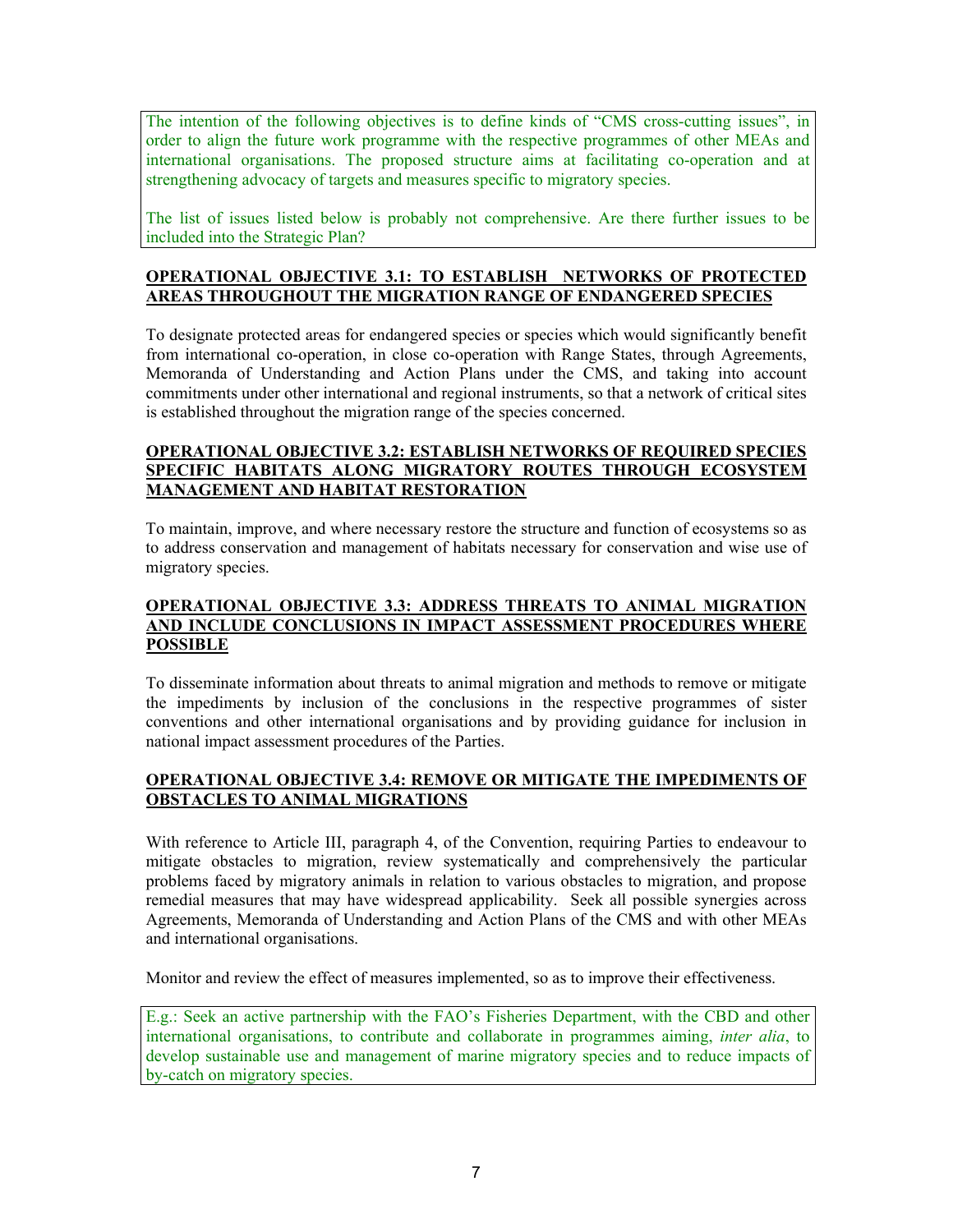The intention of the following objectives is to define kinds of "CMS cross-cutting issues", in order to align the future work programme with the respective programmes of other MEAs and international organisations. The proposed structure aims at facilitating co-operation and at strengthening advocacy of targets and measures specific to migratory species.

The list of issues listed below is probably not comprehensive. Are there further issues to be included into the Strategic Plan?

**OPERATIONAL OBJECTIVE 3.1: TO ESTABLISH NETWORKS OF PROTECTED AREAS THROUGHOUT THE MIGRATION RANGE OF ENDANGERED SPECIES**

To designate protected areas for endangered species or species which would significantly benefit from international co-operation, in close co-operation with Range States, through Agreements, Memoranda of Understanding and Action Plans under the CMS, and taking into account commitments under other international and regional instruments, so that a network of critical sites is established throughout the migration range of the species concerned.

**OPERATIONAL OBJECTIVE 3.2: ESTABLISH NETWORKS OF REQUIRED SPECIES SPECIFIC HABITATS ALONG MIGRATORY ROUTES THROUGH ECOSYSTEM MANAGEMENT AND HABITAT RESTORATION**

To maintain, improve, and where necessary restore the structure and function of ecosystems so as to address conservation and management of habitats necessary for conservation and wise use of migratory species.

**OPERATIONAL OBJECTIVE 3.3: ADDRESS THREATS TO ANIMAL MIGRATION AND INCLUDE CONCLUSIONS IN IMPACT ASSESSMENT PROCEDURES WHERE POSSIBLE**

To disseminate information about threats to animal migration and methods to remove or mitigate the impediments by inclusion of the conclusions in the respective programmes of sister conventions and other international organisations and by providing guidance for inclusion in national impact assessment procedures of the Parties.

**OPERATIONAL OBJECTIVE 3.4: REMOVE OR MITIGATE THE IMPEDIMENTS OF OBSTACLES TO ANIMAL MIGRATIONS**

With reference to Article III, paragraph 4, of the Convention, requiring Parties to endeavour to mitigate obstacles to migration, review systematically and comprehensively the particular problems faced by migratory animals in relation to various obstacles to migration, and propose remedial measures that may have widespread applicability. Seek all possible synergies across Agreements, Memoranda of Understanding and Action Plans of the CMS and with other MEAs and international organisations.

Monitor and review the effect of measures implemented, so as to improve their effectiveness.

E.g.: Seek an active partnership with the FAO's Fisheries Department, with the CBD and other international organisations, to contribute and collaborate in programmes aiming, *inter alia*, to develop sustainable use and management of marine migratory species and to reduce impacts of by-catch on migratory species.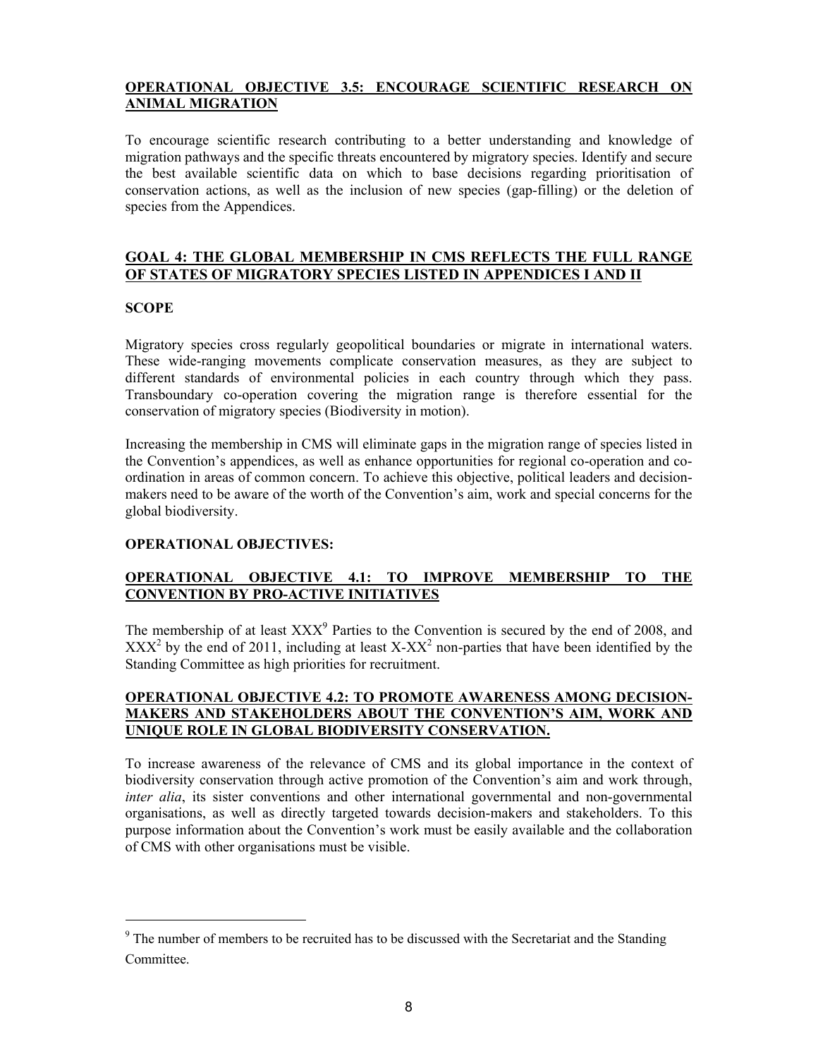**OPERATIONAL OBJECTIVE 3.5: ENCOURAGE SCIENTIFIC RESEARCH ON ANIMAL MIGRATION**

To encourage scientific research contributing to a better understanding and knowledge of migration pathways and the specific threats encountered by migratory species. Identify and secure the best available scientific data on which to base decisions regarding prioritisation of conservation actions, as well as the inclusion of new species (gap-filling) or the deletion of species from the Appendices.

## GOAL 4: THE GLOBAL MEMBERSHIP IN CMS REFLECTS THE FULL RANGE OF STATES OF MIGRATORY SPECIES LISTED IN APPENDICES I AND II

**SCOPE**

Migratory species cross regularly geopolitical boundaries or migrate in international waters. These wide-ranging movements complicate conservation measures, as they are subject to different standards of environmental policies in each country through which they pass. Transboundary co-operation covering the migration range is therefore essential for the conservation of migratory species (Biodiversity in motion).

Increasing the membership in CMS will eliminate gaps in the migration range of species listed in the Convention's appendices, as well as enhance opportunities for regional co-operation and co-ordination in areas of common concern. To achieve this objective, political leaders and decision-makers need to be aware of the worth of the Convention's aim, work and special concerns for the global biodiversity.

**OPERATIONAL OBJECTIVES:**

**OPERATIONAL OBJECTIVE 4.1: TO IMPROVE MEMBERSHIP TO THE CONVENTION BY PRO-ACTIVE INITIATIVES**

The membership of at least XXX[9] Parties to the Convention is secured by the end of 2008, and XXX[2] by the end of 2011, including at least X-XX[2] non-parties that have been identified by the Standing Committee as high priorities for recruitment.

**OPERATIONAL OBJECTIVE 4.2: TO PROMOTE AWARENESS AMONG DECISION-MAKERS AND STAKEHOLDERS ABOUT THE CONVENTION'S AIM, WORK AND UNIQUE ROLE IN GLOBAL BIODIVERSITY CONSERVATION.**

To increase awareness of the relevance of CMS and its global importance in the context of biodiversity conservation through active promotion of the Convention's aim and work through, *inter alia*, its sister conventions and other international governmental and non-governmental organisations, as well as directly targeted towards decision-makers and stakeholders. To this purpose information about the Convention's work must be easily available and the collaboration of CMS with other organisations must be visible.

---

[9] The number of members to be recruited has to be discussed with the Secretariat and the Standing Committee.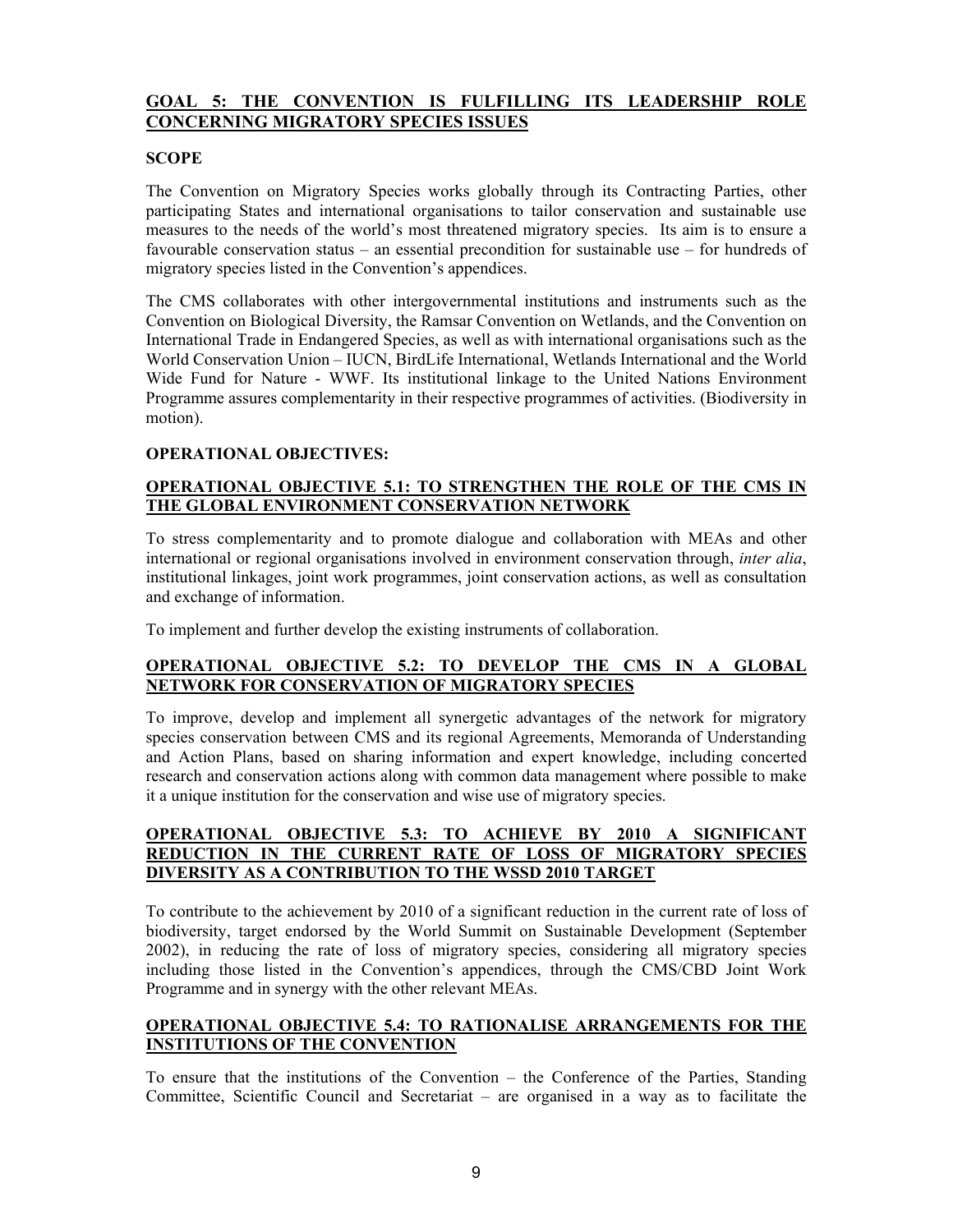## GOAL 5: THE CONVENTION IS FULFILLING ITS LEADERSHIP ROLE CONCERNING MIGRATORY SPECIES ISSUES

**SCOPE**

The Convention on Migratory Species works globally through its Contracting Parties, other participating States and international organisations to tailor conservation and sustainable use measures to the needs of the world's most threatened migratory species. Its aim is to ensure a favourable conservation status – an essential precondition for sustainable use – for hundreds of migratory species listed in the Convention's appendices.

The CMS collaborates with other intergovernmental institutions and instruments such as the Convention on Biological Diversity, the Ramsar Convention on Wetlands, and the Convention on International Trade in Endangered Species, as well as with international organisations such as the World Conservation Union – IUCN, BirdLife International, Wetlands International and the World Wide Fund for Nature - WWF. Its institutional linkage to the United Nations Environment Programme assures complementarity in their respective programmes of activities. (Biodiversity in motion).

**OPERATIONAL OBJECTIVES:**

### OPERATIONAL OBJECTIVE 5.1: TO STRENGTHEN THE ROLE OF THE CMS IN THE GLOBAL ENVIRONMENT CONSERVATION NETWORK

To stress complementarity and to promote dialogue and collaboration with MEAs and other international or regional organisations involved in environment conservation through, *inter alia*, institutional linkages, joint work programmes, joint conservation actions, as well as consultation and exchange of information.

To implement and further develop the existing instruments of collaboration.

### OPERATIONAL OBJECTIVE 5.2: TO DEVELOP THE CMS IN A GLOBAL NETWORK FOR CONSERVATION OF MIGRATORY SPECIES

To improve, develop and implement all synergetic advantages of the network for migratory species conservation between CMS and its regional Agreements, Memoranda of Understanding and Action Plans, based on sharing information and expert knowledge, including concerted research and conservation actions along with common data management where possible to make it a unique institution for the conservation and wise use of migratory species.

### OPERATIONAL OBJECTIVE 5.3: TO ACHIEVE BY 2010 A SIGNIFICANT REDUCTION IN THE CURRENT RATE OF LOSS OF MIGRATORY SPECIES DIVERSITY AS A CONTRIBUTION TO THE WSSD 2010 TARGET

To contribute to the achievement by 2010 of a significant reduction in the current rate of loss of biodiversity, target endorsed by the World Summit on Sustainable Development (September 2002), in reducing the rate of loss of migratory species, considering all migratory species including those listed in the Convention's appendices, through the CMS/CBD Joint Work Programme and in synergy with the other relevant MEAs.

### OPERATIONAL OBJECTIVE 5.4: TO RATIONALISE ARRANGEMENTS FOR THE INSTITUTIONS OF THE CONVENTION

To ensure that the institutions of the Convention – the Conference of the Parties, Standing Committee, Scientific Council and Secretariat – are organised in a way as to facilitate the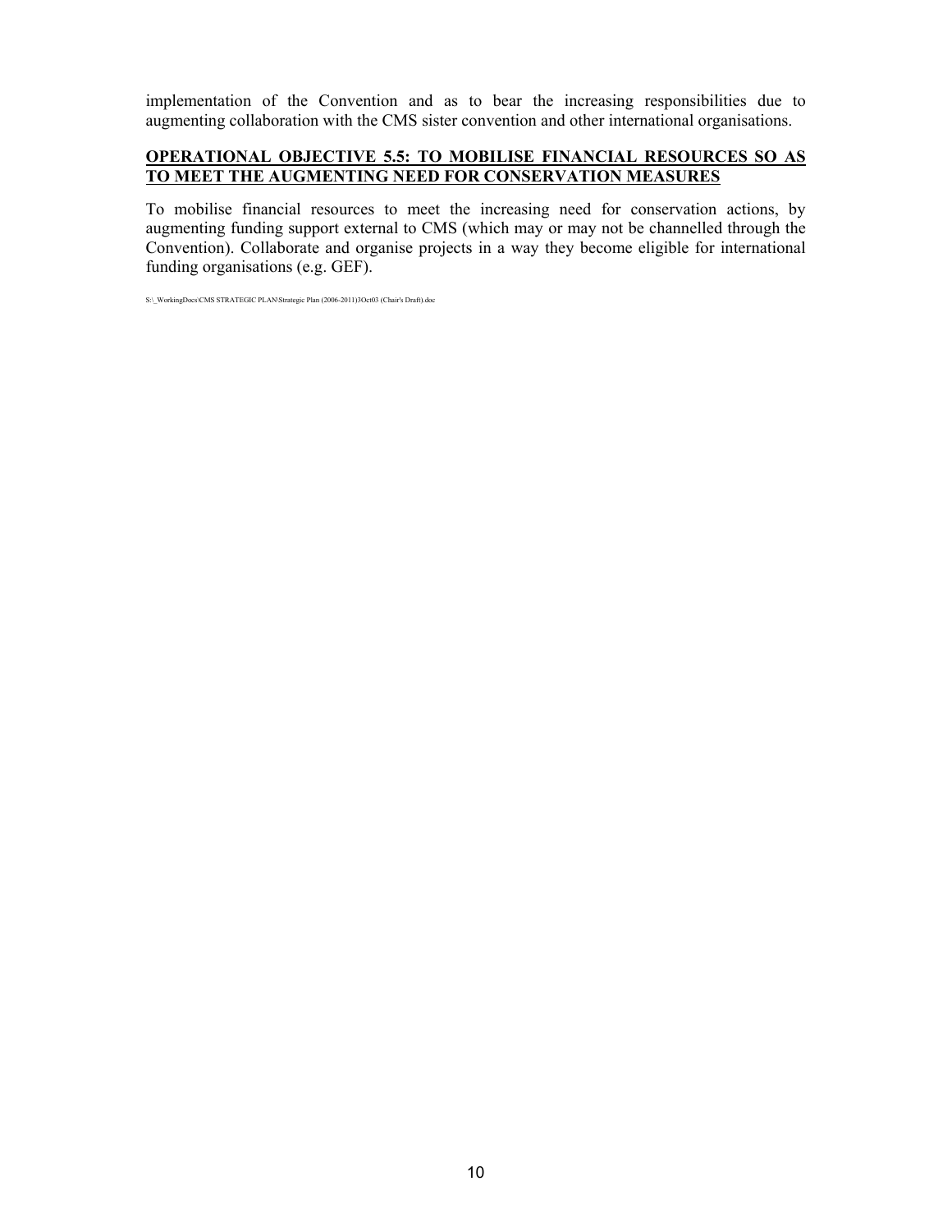implementation of the Convention and as to bear the increasing responsibilities due to augmenting collaboration with the CMS sister convention and other international organisations.

**OPERATIONAL OBJECTIVE 5.5: TO MOBILISE FINANCIAL RESOURCES SO AS TO MEET THE AUGMENTING NEED FOR CONSERVATION MEASURES**

To mobilise financial resources to meet the increasing need for conservation actions, by augmenting funding support external to CMS (which may or may not be channelled through the Convention). Collaborate and organise projects in a way they become eligible for international funding organisations (e.g. GEF).

S:\_WorkingDocs\CMS STRATEGIC PLAN\Strategic Plan (2006-2011)3Oct03 (Chair's Draft).doc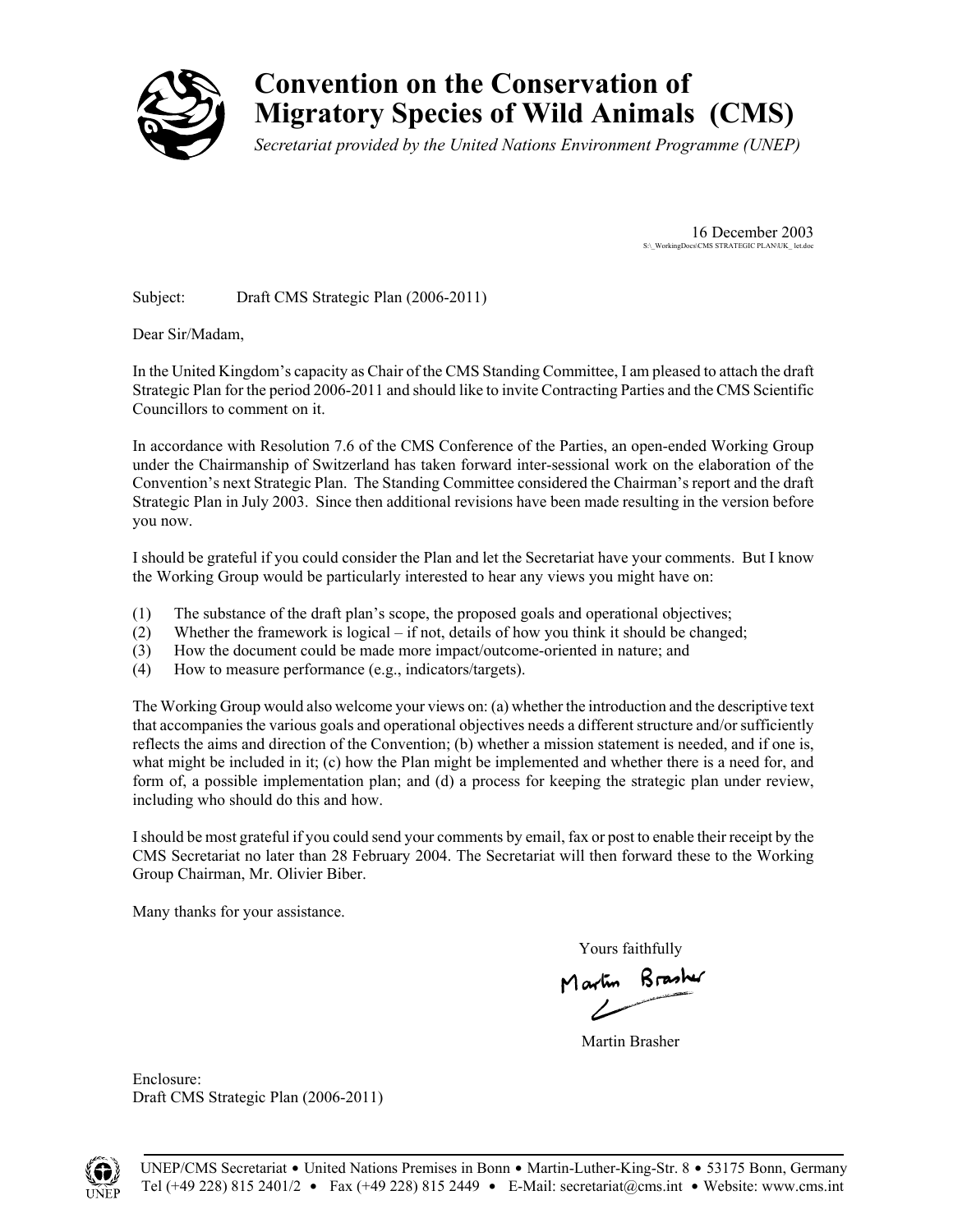# Convention on the Conservation of Migratory Species of Wild Animals (CMS)

*Secretariat provided by the United Nations Environment Programme (UNEP)*

16 December 2003
S:\_WorkingDocs\CMS STRATEGIC PLAN\UK_ let.doc

Subject: Draft CMS Strategic Plan (2006-2011)

Dear Sir/Madam,

In the United Kingdom's capacity as Chair of the CMS Standing Committee, I am pleased to attach the draft Strategic Plan for the period 2006-2011 and should like to invite Contracting Parties and the CMS Scientific Councillors to comment on it.

In accordance with Resolution 7.6 of the CMS Conference of the Parties, an open-ended Working Group under the Chairmanship of Switzerland has taken forward inter-sessional work on the elaboration of the Convention's next Strategic Plan. The Standing Committee considered the Chairman's report and the draft Strategic Plan in July 2003. Since then additional revisions have been made resulting in the version before you now.

I should be grateful if you could consider the Plan and let the Secretariat have your comments. But I know the Working Group would be particularly interested to hear any views you might have on:

(1) The substance of the draft plan's scope, the proposed goals and operational objectives;
(2) Whether the framework is logical – if not, details of how you think it should be changed;
(3) How the document could be made more impact/outcome-oriented in nature; and
(4) How to measure performance (e.g., indicators/targets).

The Working Group would also welcome your views on: (a) whether the introduction and the descriptive text that accompanies the various goals and operational objectives needs a different structure and/or sufficiently reflects the aims and direction of the Convention; (b) whether a mission statement is needed, and if one is, what might be included in it; (c) how the Plan might be implemented and whether there is a need for, and form of, a possible implementation plan; and (d) a process for keeping the strategic plan under review, including who should do this and how.

I should be most grateful if you could send your comments by email, fax or post to enable their receipt by the CMS Secretariat no later than 28 February 2004. The Secretariat will then forward these to the Working Group Chairman, Mr. Olivier Biber.

Many thanks for your assistance.

Yours faithfully

Martin Brasher

Martin Brasher

Enclosure:
Draft CMS Strategic Plan (2006-2011)

UNEP/CMS Secretariat • United Nations Premises in Bonn • Martin-Luther-King-Str. 8 • 53175 Bonn, Germany
Tel (+49 228) 815 2401/2 • Fax (+49 228) 815 2449 • E-Mail: secretariat@cms.int • Website: www.cms.int